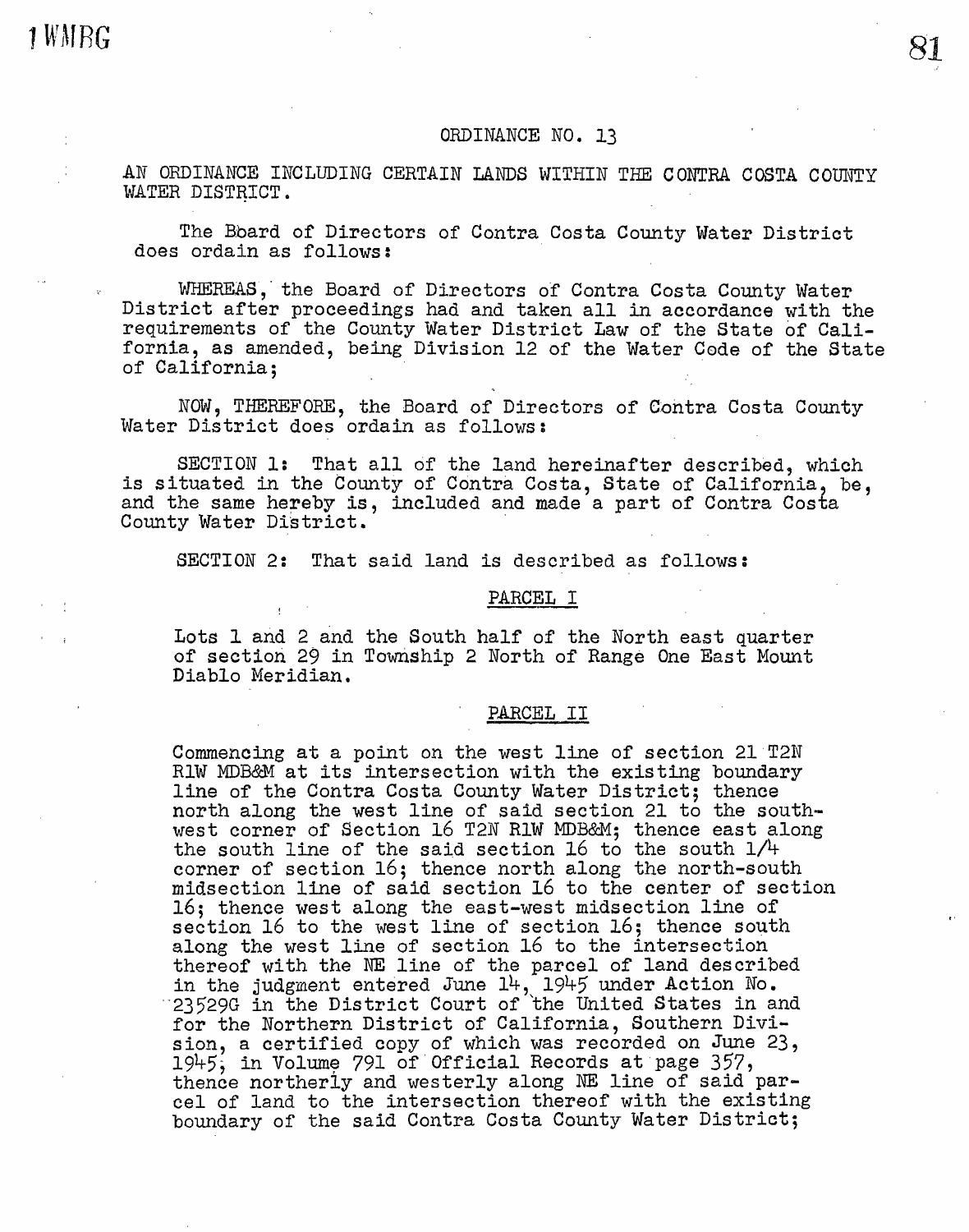# ORDINANCE NO. 13

AN ORDINANCE INCLUDING CERTAIN LANDS WITHIN THE CONTRA COSTA COUNTY WATER DISTRICT.

The Board of Directors of Contra Costa County Water District does ordain as follows:

WHEREAS, the Board of Directors of Contra Costa County Water District after proceedings had and taken all in accordance with the requirements of the County Water District Law of the State of California, as amended, being Division 12 of the Water Code of the State of California;

NOW, THEREFORE, the Board of Directors of Contra Costa County Water District does ordain as follows:

SECTION 1: That all of the land hereinafter described, which is situated in the County of Contra Costa, State of California, be, and the same hereby is, included and made a part of Contra Costa County Water District.

SECTION 2: That said land is described as follows:

## PARCEL I

Lots 1 and 2 and the South half of the North east quarter of section 29 in Township 2 North of Range One East Mount Diablo Meridian.

## PARCEL II

Commencing at a point on the west line of section 21 T2N R1W MDB&M at its intersection with the existing boundary line of the Contra Costa County Water District; thence north along the west line of said section 21 to the southwest corner of Section 16 T2N R1W MDB&M; thence east along the south line of the said section 16 to the south 1/4 corner of section 16; thence north along the north-south midsection line of said section 16 to the center of section 16; thence west along the east-west midsection line of section 16 to the west line of section 16; thence south along the west line of section 16 to the intersection thereof with the NE line of the parcel of land described in the judgment entered June 14, 1945 under Action No. 23529G in the District Court of the United States in and for the Northern District of California, Southern Division, a certified copy of which was recorded on June 23, 1945, in Volume 791 of Official Records at page 357, thence northerly and westerly along NE line of said parcel of land to the intersection thereof with the existing boundary of the said Contra Costa County Water District;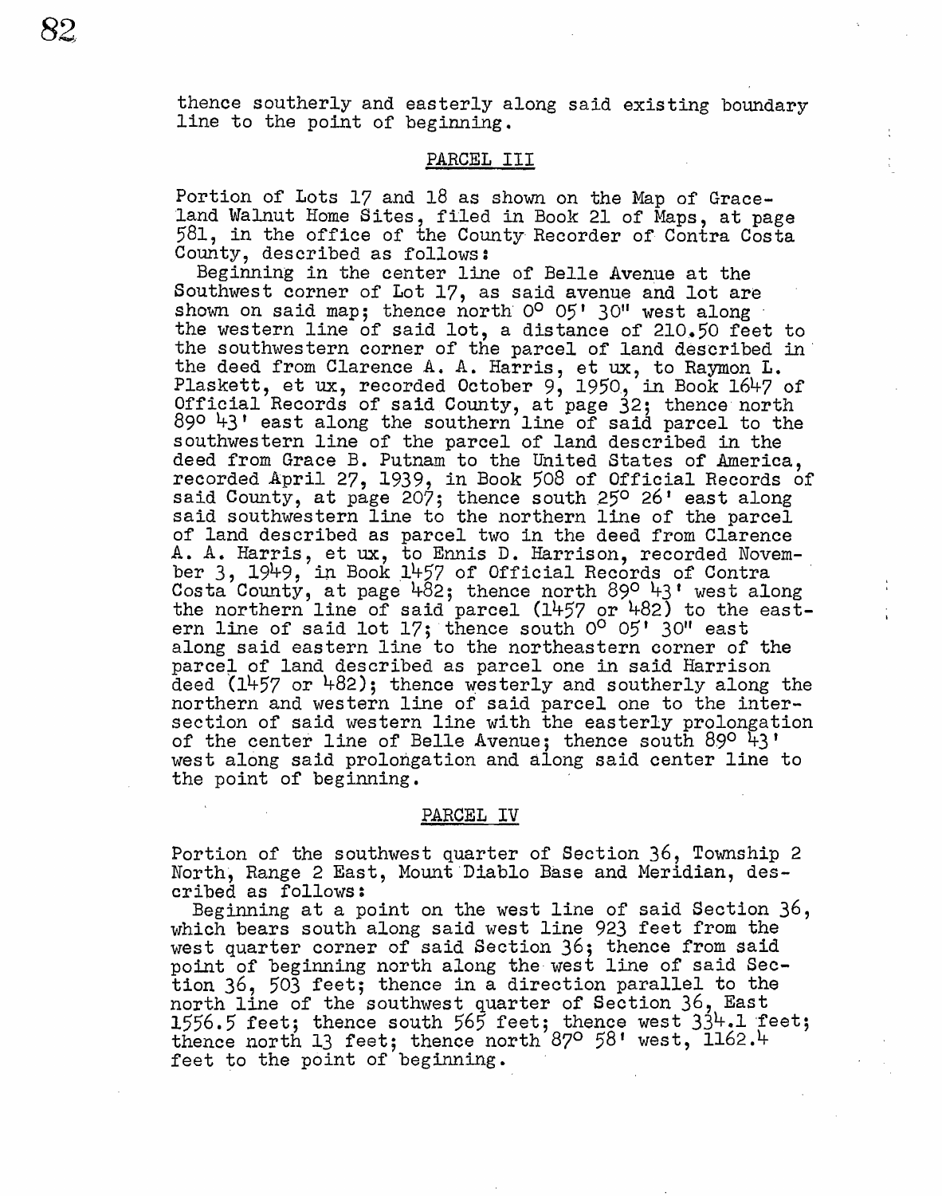thence southerly and easterly along said existing boundary line to the point of beginning.

## PARCEL III

Portion of Lots 17 and 18 as shown on the Map of Graceland Walnut Home Sites, filed in Book 21 of Maps, at page 581, in the office of the County Recorder of Contra Costa County, described as follows:

Beginning in the center line of Belle Avenue at the Southwest corner of Lot 17, as said avenue and lot are shown on said map; thence north 0° 05' 30" west along the western line of said lot, a distance of 210.50 feet to the southwestern corner of the parcel of land described in the deed from Clarence A. A. Harris, et ux, to Raymon L. Plaskett, et ux, recorded October 9, 1950, in Book 1647 of Official Records of said County, at page 32; thence north 89° 43' east along the southern line of said parcel to the southwestern line of the parcel of land described in the deed from Grace B. Putnam to the United States of America, recorded April 27, 1939, in Book 508 of Official Records of said County, at page 207; thence south 25° 26' east along said southwestern line to the northern line of the parcel of land described as parcel two in the deed from Clarence A. A. Harris, et ux, to Ennis D. Harrison, recorded November 3, 1949, in Book 1457 of Official Records of Contra Costa County, at page 482; thence north 89° 43' west along the northern line of said parcel (1457 or 482) to the eastern line of said lot 17; thence south 0° 05' 30" east along said eastern line to the northeastern corner of the parcel of land described as parcel one in said Harrison deed (1457 or 482); thence westerly and southerly along the northern and western line of said parcel one to the intersection of said western line with the easterly prolongation of the center line of Belle Avenue; thence south 89° 43' west along said prolongation and along said center line to the point of beginning.

## PARCEL IV

Portion of the southwest quarter of Section 36, Township 2 North, Range 2 East, Mount Diablo Base and Meridian, described as follows:

Beginning at a point on the west line of said Section 36, which bears south along said west line 923 feet from the west quarter corner of said Section 36; thence from said point of beginning north along the west line of said Section 36, 503 feet; thence in a direction parallel to the north line of the southwest quarter of Section 36, East 1556.5 feet; thence south 565 feet; thence west 334.1 feet; thence north 13 feet; thence north 87° 58' west, 1162.4 feet to the point of beginning.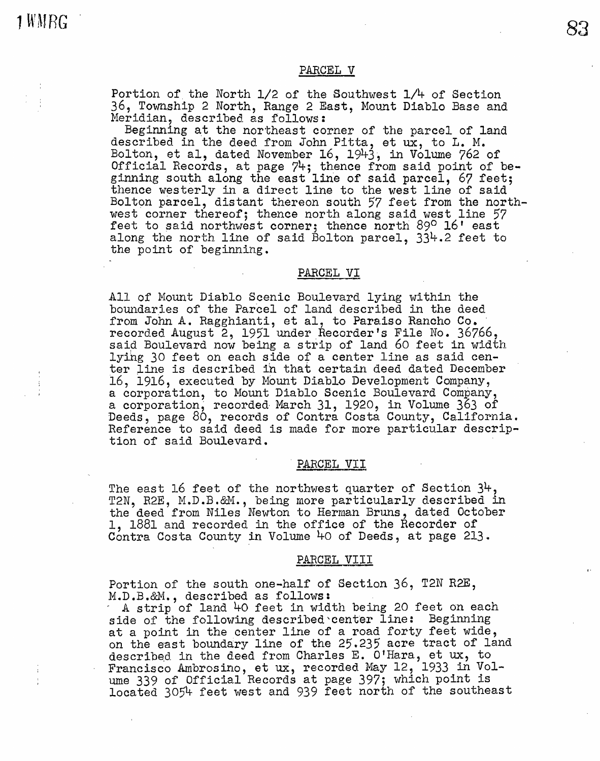## PARCEL V

Portion of the North 1/2 of the Southwest 1/4 of Section 36, Township 2 North, Range 2 East, Mount Diablo Base and Meridian, described as follows:

Beginning at the northeast corner of the parcel of land described in the deed from John Pitta, et ux, to L. M. Bolton, et al, dated November 16, 1943, in Volume 762 of Official Records, at page 74; thence from said point of beginning south along the east line of said parcel, 67 feet; thence westerly in a direct line to the west line of said Bolton parcel, distant thereon south 57 feet from the northwest corner thereof; thence north along said west line 57 feet to said northwest corner; thence north 89° 16' east along the north line of said Bolton parcel, 334.2 feet to the point of beginning.

## PARCEL VI

All of Mount Diablo Scenic Boulevard lying within the boundaries of the Parcel of land described in the deed from John A. Ragghianti, et al, to Paraiso Rancho Co. recorded August 2, 1951 under Recorder's File No. 36766, said Boulevard now being a strip of land 60 feet in width lying 30 feet on each side of a center line as said center line is described in that certain deed dated December 16, 1916, executed by Mount Diablo Development Company, a corporation, to Mount Diablo Scenic Boulevard Company, a corporation, recorded March 31, 1920, in Volume 363 of Deeds, page 80, records of Contra Costa County, California. Reference to said deed is made for more particular description of said Boulevard.

## PARCEL VII

The east 16 feet of the northwest quarter of Section 34, T2N, R2E, M.D.B.&M., being more particularly described in the deed from Niles Newton to Herman Bruns, dated October 1, 1881 and recorded in the office of the Recorder of Contra Costa County in Volume 40 of Deeds, at page 213.

## PARCEL VIII

Portion of the south one-half of Section 36, T2N R2E, M.D.B.&M., described as follows:

A strip of land 40 feet in width being 20 feet on each side of the following described center line: Beginning at a point in the center line of a road forty feet wide, on the east boundary line of the 25.235 acre tract of land described in the deed from Charles E. O'Hara, et ux, to Francisco Ambrosino, et ux, recorded May 12, 1933 in Volume 339 of Official Records at page 397; which point is located 3054 feet west and 939 feet north of the southeast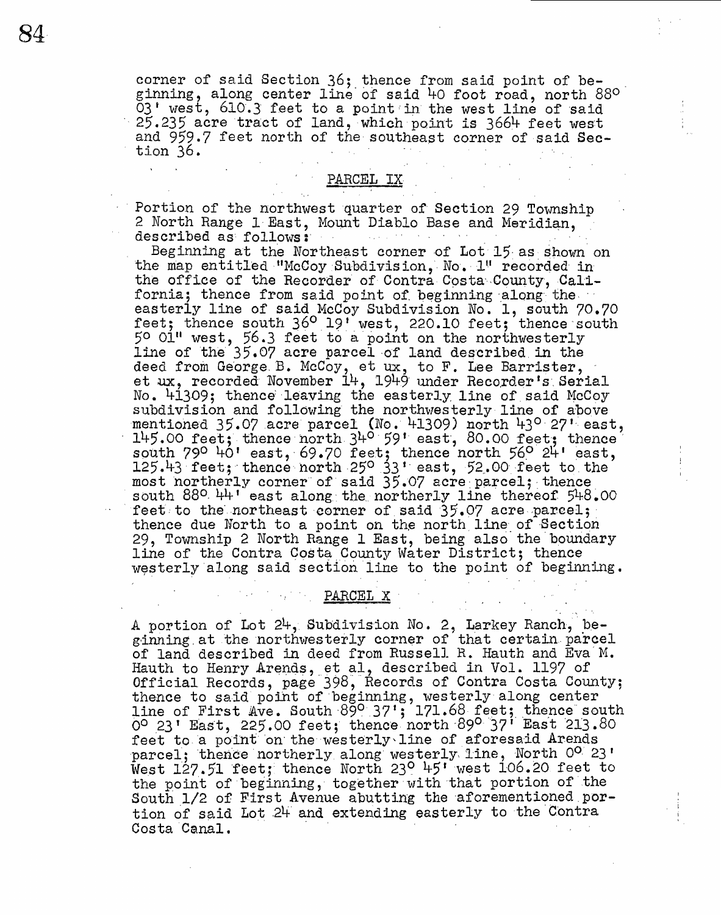corner of said Section 36; thence from said point of beginning, along center line of said 40 foot road, north 88° 03' west, 610.3 feet to a point in the west line of said 25.235 acre tract of land, which point is 3664 feet west and 959.7 feet north of the southeast corner of said Section 36.

## PARCEL IX

Portion of the northwest quarter of Section 29 Township 2 North Range 1 East, Mount Diablo Base and Meridian, described as follows:

Beginning at the Northeast corner of Lot 15 as shown on the map entitled "McCoy Subdivision, No. 1" recorded in the office of the Recorder of Contra Costa County, California; thence from said point of beginning along the easterly line of said McCoy Subdivision No. 1, south 70.70 feet; thence south 36° 19' west, 220.10 feet; thence south 5° 01" west, 56.3 feet to a point on the northwesterly line of the 35.07 acre parcel of land described in the deed from George B. McCoy, et ux, to F. Lee Barrister, et ux, recorded November 14, 1949 under Recorder's Serial No. 41309; thence leaving the easterly line of said McCoy subdivision and following the northwesterly line of above mentioned 35.07 acre parcel (No. 41309) north 43° 27' east, 145.00 feet; thence north 34° 59' east, 80.00 feet; thence south 79° 40' east, 69.70 feet; thence north 56° 24' east, 125.43 feet; thence north 25° 33' east, 52.00 feet to the most northerly corner of said 35.07 acre parcel; thence south 88° 44' east along the northerly line thereof 548.00 feet to the northeast corner of said 35.07 acre parcel; thence due North to a point on the north line of Section 29, Township 2 North Range 1 East, being also the boundary line of the Contra Costa County Water District; thence westerly along said section line to the point of beginning.

## PARCEL X

A portion of Lot 24, Subdivision No. 2, Larkey Ranch, beginning at the northwesterly corner of that certain parcel of land described in deed from Russell R. Hauth and Eva M. Hauth to Henry Arends, et al, described in Vol. 1197 of Official Records, page 398, Records of Contra Costa County; thence to said point of beginning, westerly along center line of First Ave. South 89° 37'; 171.68 feet; thence south 0° 23' East, 225.00 feet; thence north 89° 37' East 213.80 feet to a point on the westerly line of aforesaid Arends parcel; thence northerly along westerly line, North 0° 23' West 127.51 feet; thence North 23° 45' west 106.20 feet to the point of beginning, together with that portion of the South 1/2 of First Avenue abutting the aforementioned portion of said Lot 24 and extending easterly to the Contra Costa Canal.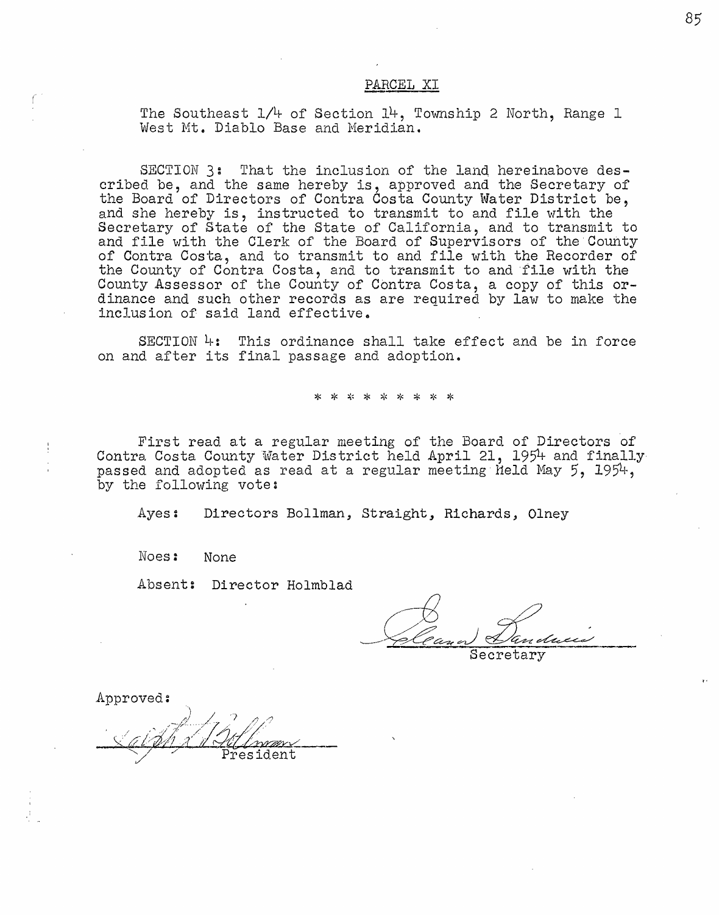PARCEL XI

The Southeast 1/4 of Section 14, Township 2 North, Range 1 West Mt. Diablo Base and Meridian.

SECTION 3: That the inclusion of the land hereinabove described be, and the same hereby is, approved and the Secretary of the Board of Directors of Contra Costa County Water District be, and she hereby is, instructed to transmit to and file with the Secretary of State of the State of California, and to transmit to and file with the Clerk of the Board of Supervisors of the County of Contra Costa, and to transmit to and file with the Recorder of the County of Contra Costa, and to transmit to and file with the County Assessor of the County of Contra Costa, a copy of this ordinance and such other records as are required by law to make the inclusion of said land effective.

SECTION 4: This ordinance shall take effect and be in force on and after its final passage and adoption.

\* \* \* \* \* \* \* \* \*

First read at a regular meeting of the Board of Directors of Contra Costa County Water District held April 21, 1954 and finally passed and adopted as read at a regular meeting held May 5, 1954, by the following vote:

Ayes: Directors Bollman, Straight, Richards, Olney

Noes: None

Absent: Director Holmblad

Secretary

Approved:

President